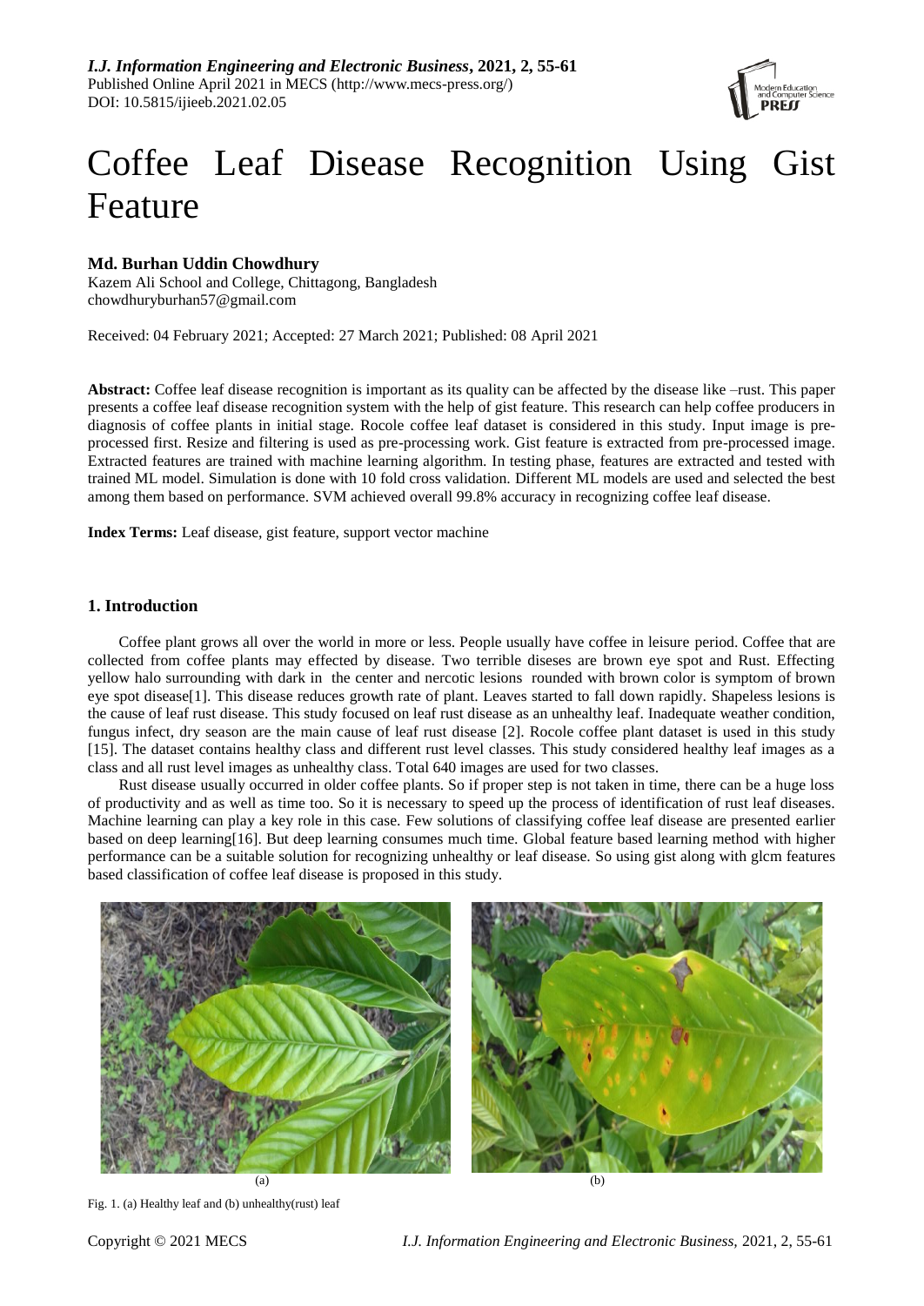# Coffee Leaf Disease Recognition Using Gist Feature

**Md. Burhan Uddin Chowdhury**
Kazem Ali School and College, Chittagong, Bangladesh
chowdhuryburhan57@gmail.com

Received: 04 February 2021; Accepted: 27 March 2021; Published: 08 April 2021

**Abstract:** Coffee leaf disease recognition is important as its quality can be affected by the disease like –rust. This paper presents a coffee leaf disease recognition system with the help of gist feature. This research can help coffee producers in diagnosis of coffee plants in initial stage. Rocole coffee leaf dataset is considered in this study. Input image is pre-processed first. Resize and filtering is used as pre-processing work. Gist feature is extracted from pre-processed image. Extracted features are trained with machine learning algorithm. In testing phase, features are extracted and tested with trained ML model. Simulation is done with 10 fold cross validation. Different ML models are used and selected the best among them based on performance. SVM achieved overall 99.8% accuracy in recognizing coffee leaf disease.

**Index Terms:** Leaf disease, gist feature, support vector machine

## 1. Introduction

Coffee plant grows all over the world in more or less. People usually have coffee in leisure period. Coffee that are collected from coffee plants may effected by disease. Two terrible diseses are brown eye spot and Rust. Effecting yellow halo surrounding with dark in the center and nercotic lesions rounded with brown color is symptom of brown eye spot disease[1]. This disease reduces growth rate of plant. Leaves started to fall down rapidly. Shapeless lesions is the cause of leaf rust disease. This study focused on leaf rust disease as an unhealthy leaf. Inadequate weather condition, fungus infect, dry season are the main cause of leaf rust disease [2]. Rocole coffee plant dataset is used in this study [15]. The dataset contains healthy class and different rust level classes. This study considered healthy leaf images as a class and all rust level images as unhealthy class. Total 640 images are used for two classes.

Rust disease usually occurred in older coffee plants. So if proper step is not taken in time, there can be a huge loss of productivity and as well as time too. So it is necessary to speed up the process of identification of rust leaf diseases. Machine learning can play a key role in this case. Few solutions of classifying coffee leaf disease are presented earlier based on deep learning[16]. But deep learning consumes much time. Global feature based learning method with higher performance can be a suitable solution for recognizing unhealthy or leaf disease. So using gist along with glcm features based classification of coffee leaf disease is proposed in this study.

(a) (b)

Fig. 1. (a) Healthy leaf and (b) unhealthy(rust) leaf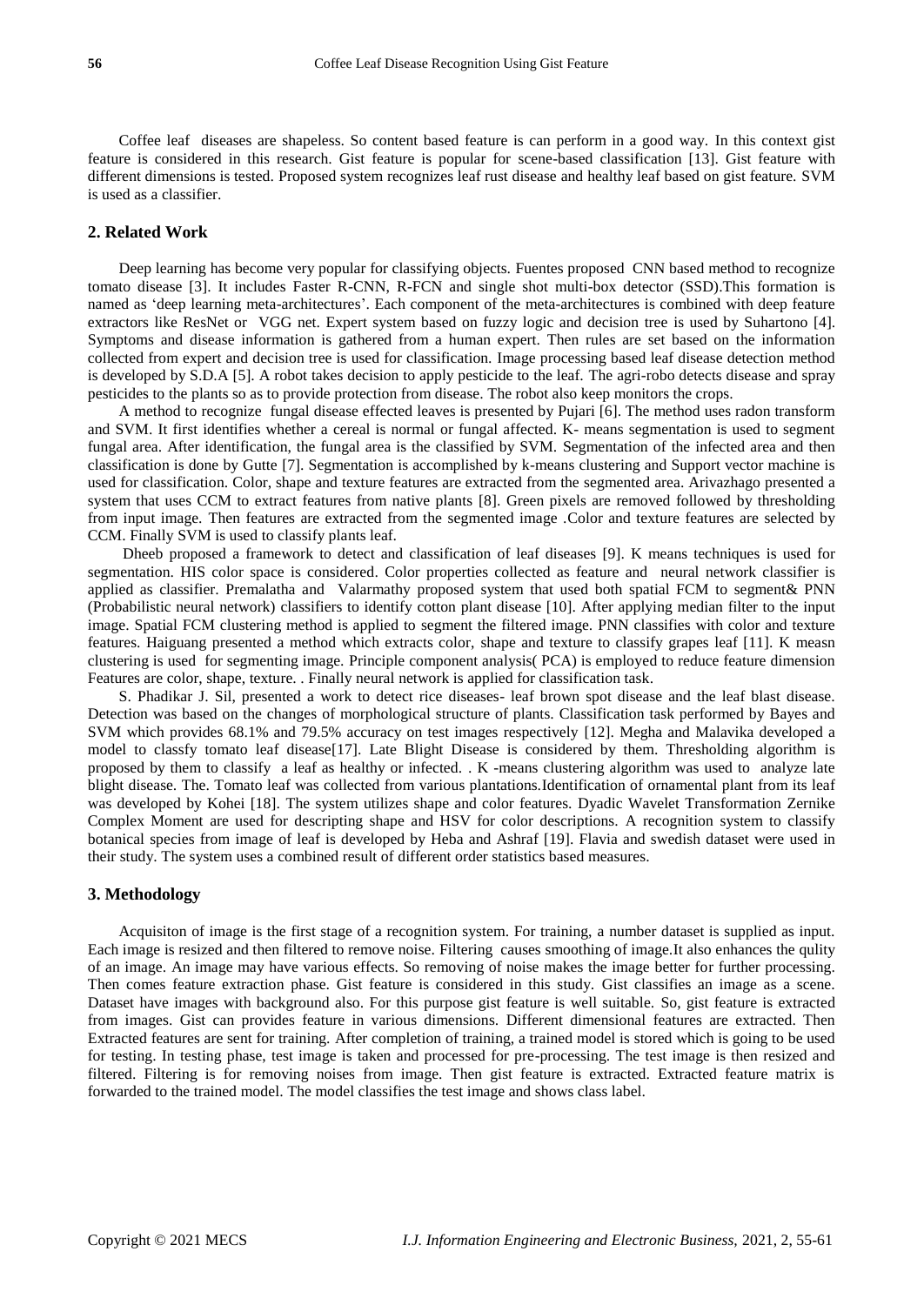Coffee leaf diseases are shapeless. So content based feature is can perform in a good way. In this context gist feature is considered in this research. Gist feature is popular for scene-based classification [13]. Gist feature with different dimensions is tested. Proposed system recognizes leaf rust disease and healthy leaf based on gist feature. SVM is used as a classifier.

## 2. Related Work

Deep learning has become very popular for classifying objects. Fuentes proposed CNN based method to recognize tomato disease [3]. It includes Faster R-CNN, R-FCN and single shot multi-box detector (SSD).This formation is named as 'deep learning meta-architectures'. Each component of the meta-architectures is combined with deep feature extractors like ResNet or VGG net. Expert system based on fuzzy logic and decision tree is used by Suhartono [4]. Symptoms and disease information is gathered from a human expert. Then rules are set based on the information collected from expert and decision tree is used for classification. Image processing based leaf disease detection method is developed by S.D.A [5]. A robot takes decision to apply pesticide to the leaf. The agri-robo detects disease and spray pesticides to the plants so as to provide protection from disease. The robot also keep monitors the crops.

A method to recognize fungal disease effected leaves is presented by Pujari [6]. The method uses radon transform and SVM. It first identifies whether a cereal is normal or fungal affected. K- means segmentation is used to segment fungal area. After identification, the fungal area is the classified by SVM. Segmentation of the infected area and then classification is done by Gutte [7]. Segmentation is accomplished by k-means clustering and Support vector machine is used for classification. Color, shape and texture features are extracted from the segmented area. Arivazhago presented a system that uses CCM to extract features from native plants [8]. Green pixels are removed followed by thresholding from input image. Then features are extracted from the segmented image .Color and texture features are selected by CCM. Finally SVM is used to classify plants leaf.

Dheeb proposed a framework to detect and classification of leaf diseases [9]. K means techniques is used for segmentation. HIS color space is considered. Color properties collected as feature and neural network classifier is applied as classifier. Premalatha and Valarmathy proposed system that used both spatial FCM to segment& PNN (Probabilistic neural network) classifiers to identify cotton plant disease [10]. After applying median filter to the input image. Spatial FCM clustering method is applied to segment the filtered image. PNN classifies with color and texture features. Haiguang presented a method which extracts color, shape and texture to classify grapes leaf [11]. K measn clustering is used for segmenting image. Principle component analysis( PCA) is employed to reduce feature dimension Features are color, shape, texture. . Finally neural network is applied for classification task.

S. Phadikar J. Sil, presented a work to detect rice diseases- leaf brown spot disease and the leaf blast disease. Detection was based on the changes of morphological structure of plants. Classification task performed by Bayes and SVM which provides 68.1% and 79.5% accuracy on test images respectively [12]. Megha and Malavika developed a model to classfy tomato leaf disease[17]. Late Blight Disease is considered by them. Thresholding algorithm is proposed by them to classify a leaf as healthy or infected. . K -means clustering algorithm was used to analyze late blight disease. The. Tomato leaf was collected from various plantations.Identification of ornamental plant from its leaf was developed by Kohei [18]. The system utilizes shape and color features. Dyadic Wavelet Transformation Zernike Complex Moment are used for descripting shape and HSV for color descriptions. A recognition system to classify botanical species from image of leaf is developed by Heba and Ashraf [19]. Flavia and swedish dataset were used in their study. The system uses a combined result of different order statistics based measures.

## 3. Methodology

Acquisiton of image is the first stage of a recognition system. For training, a number dataset is supplied as input. Each image is resized and then filtered to remove noise. Filtering causes smoothing of image.It also enhances the qulity of an image. An image may have various effects. So removing of noise makes the image better for further processing. Then comes feature extraction phase. Gist feature is considered in this study. Gist classifies an image as a scene. Dataset have images with background also. For this purpose gist feature is well suitable. So, gist feature is extracted from images. Gist can provides feature in various dimensions. Different dimensional features are extracted. Then Extracted features are sent for training. After completion of training, a trained model is stored which is going to be used for testing. In testing phase, test image is taken and processed for pre-processing. The test image is then resized and filtered. Filtering is for removing noises from image. Then gist feature is extracted. Extracted feature matrix is forwarded to the trained model. The model classifies the test image and shows class label.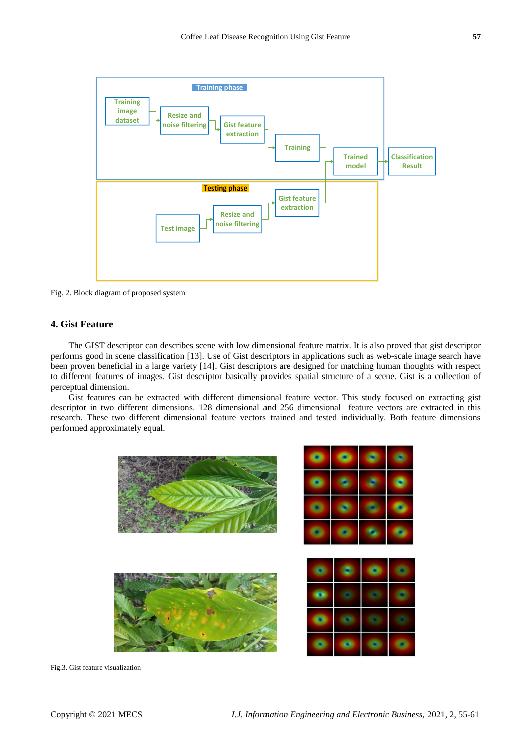Fig. 2. Block diagram of proposed system

## 4. Gist Feature

The GIST descriptor can describes scene with low dimensional feature matrix. It is also proved that gist descriptor performs good in scene classification [13]. Use of Gist descriptors in applications such as web-scale image search have been proven beneficial in a large variety [14]. Gist descriptors are designed for matching human thoughts with respect to different features of images. Gist descriptor basically provides spatial structure of a scene. Gist is a collection of perceptual dimension.

Gist features can be extracted with different dimensional feature vector. This study focused on extracting gist descriptor in two different dimensions. 128 dimensional and 256 dimensional feature vectors are extracted in this research. These two different dimensional feature vectors trained and tested individually. Both feature dimensions performed approximately equal.

Fig.3. Gist feature visualization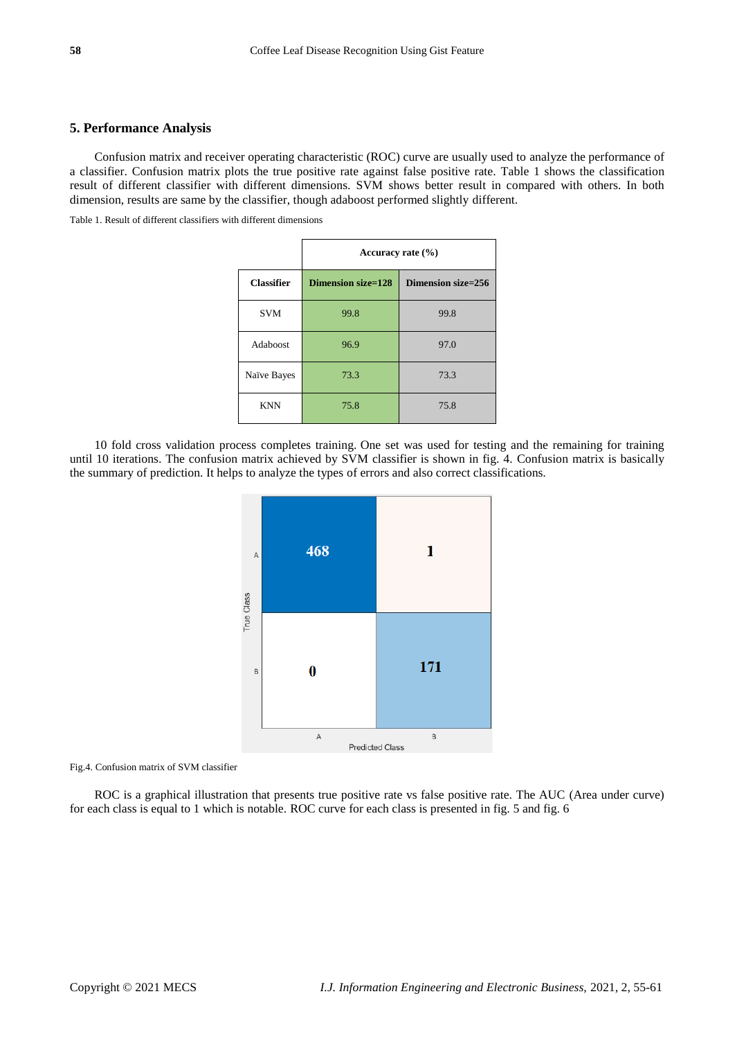## 5. Performance Analysis

Confusion matrix and receiver operating characteristic (ROC) curve are usually used to analyze the performance of a classifier. Confusion matrix plots the true positive rate against false positive rate. Table 1 shows the classification result of different classifier with different dimensions. SVM shows better result in compared with others. In both dimension, results are same by the classifier, though adaboost performed slightly different.

Table 1. Result of different classifiers with different dimensions

| | Accuracy rate (%) | |
|---|---|---|
| **Classifier** | **Dimension size=128** | **Dimension size=256** |
| SVM | 99.8 | 99.8 |
| Adaboost | 96.9 | 97.0 |
| Naïve Bayes | 73.3 | 73.3 |
| KNN | 75.8 | 75.8 |

10 fold cross validation process completes training. One set was used for testing and the remaining for training until 10 iterations. The confusion matrix achieved by SVM classifier is shown in fig. 4. Confusion matrix is basically the summary of prediction. It helps to analyze the types of errors and also correct classifications.

| True Class \ Predicted Class | A | B |
|---|---|---|
| A | 468 | 1 |
| B | 0 | 171 |

Fig.4. Confusion matrix of SVM classifier

ROC is a graphical illustration that presents true positive rate vs false positive rate. The AUC (Area under curve) for each class is equal to 1 which is notable. ROC curve for each class is presented in fig. 5 and fig. 6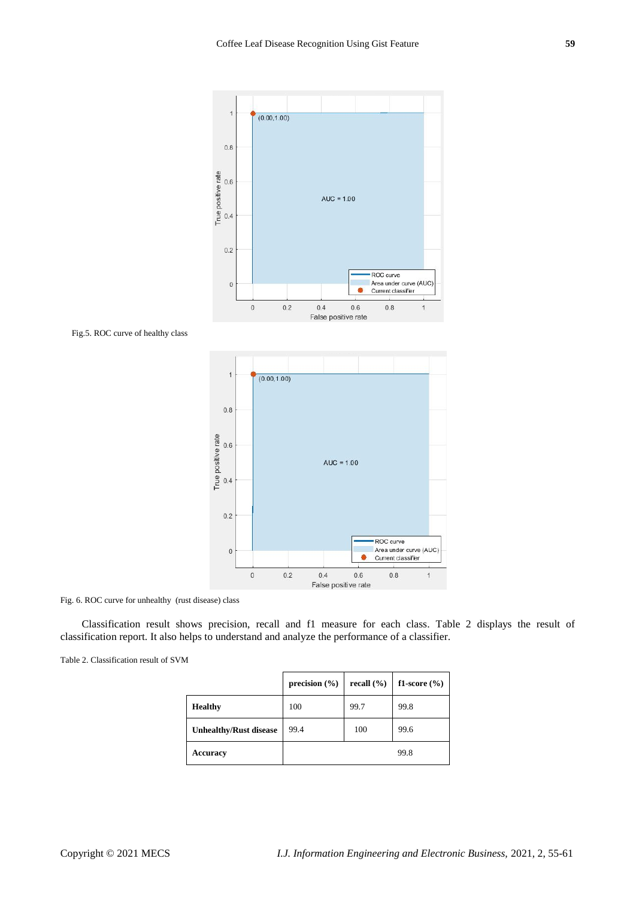Fig.5. ROC curve of healthy class

Fig. 6. ROC curve for unhealthy (rust disease) class

Classification result shows precision, recall and f1 measure for each class. Table 2 displays the result of classification report. It also helps to understand and analyze the performance of a classifier.

Table 2. Classification result of SVM

| | precision (%) | recall (%) | f1-score (%) |
|---|---|---|---|
| **Healthy** | 100 | 99.7 | 99.8 |
| **Unhealthy/Rust disease** | 99.4 | 100 | 99.6 |
| **Accuracy** | | | 99.8 |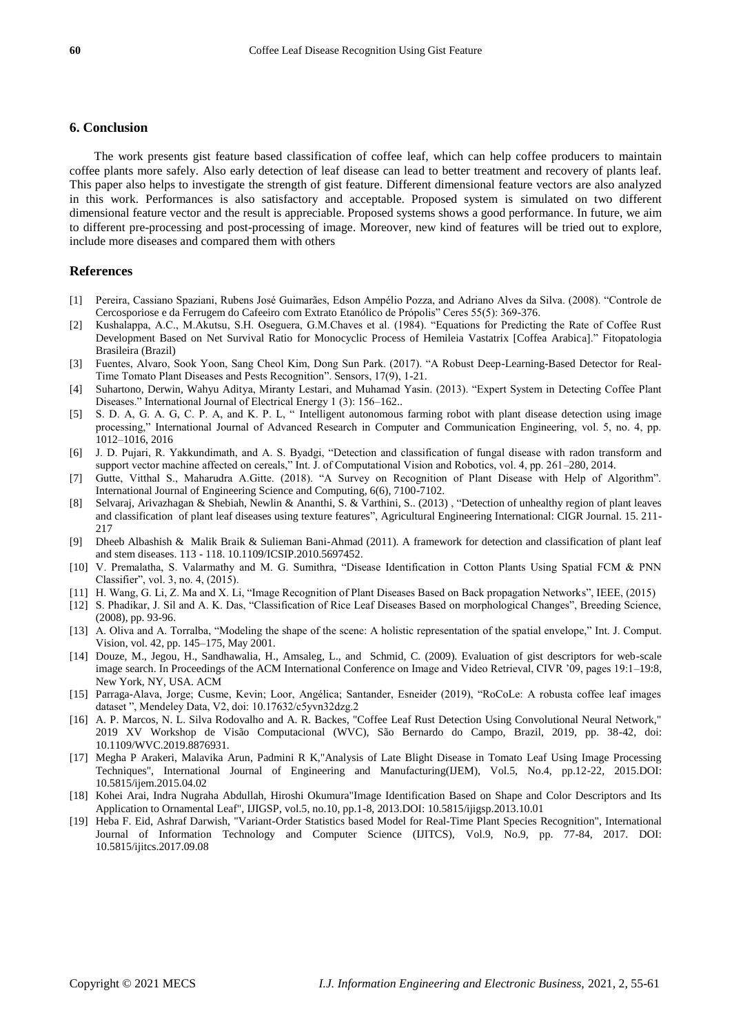## 6. Conclusion

The work presents gist feature based classification of coffee leaf, which can help coffee producers to maintain coffee plants more safely. Also early detection of leaf disease can lead to better treatment and recovery of plants leaf. This paper also helps to investigate the strength of gist feature. Different dimensional feature vectors are also analyzed in this work. Performances is also satisfactory and acceptable. Proposed system is simulated on two different dimensional feature vector and the result is appreciable. Proposed systems shows a good performance. In future, we aim to different pre-processing and post-processing of image. Moreover, new kind of features will be tried out to explore, include more diseases and compared them with others

## References

[1] Pereira, Cassiano Spaziani, Rubens José Guimarães, Edson Ampélio Pozza, and Adriano Alves da Silva. (2008). "Controle de Cercosporiose e da Ferrugem do Cafeeiro com Extrato Etanólico de Própolis" Ceres 55(5): 369-376.

[2] Kushalappa, A.C., M.Akutsu, S.H. Oseguera, G.M.Chaves et al. (1984). "Equations for Predicting the Rate of Coffee Rust Development Based on Net Survival Ratio for Monocyclic Process of Hemileia Vastatrix [Coffea Arabica]." Fitopatologia Brasileira (Brazil)

[3] Fuentes, Alvaro, Sook Yoon, Sang Cheol Kim, Dong Sun Park. (2017). "A Robust Deep-Learning-Based Detector for Real-Time Tomato Plant Diseases and Pests Recognition". Sensors, 17(9), 1-21.

[4] Suhartono, Derwin, Wahyu Aditya, Miranty Lestari, and Muhamad Yasin. (2013). "Expert System in Detecting Coffee Plant Diseases." International Journal of Electrical Energy 1 (3): 156–162..

[5] S. D. A, G. A. G, C. P. A, and K. P. L, " Intelligent autonomous farming robot with plant disease detection using image processing," International Journal of Advanced Research in Computer and Communication Engineering, vol. 5, no. 4, pp. 1012–1016, 2016

[6] J. D. Pujari, R. Yakkundimath, and A. S. Byadgi, "Detection and classification of fungal disease with radon transform and support vector machine affected on cereals," Int. J. of Computational Vision and Robotics, vol. 4, pp. 261–280, 2014.

[7] Gutte, Vitthal S., Maharudra A.Gitte. (2018). "A Survey on Recognition of Plant Disease with Help of Algorithm". International Journal of Engineering Science and Computing, 6(6), 7100-7102.

[8] Selvaraj, Arivazhagan & Shebiah, Newlin & Ananthi, S. & Varthini, S.. (2013) , "Detection of unhealthy region of plant leaves and classification of plant leaf diseases using texture features", Agricultural Engineering International: CIGR Journal. 15. 211-217

[9] Dheeb Albashish & Malik Braik & Sulieman Bani-Ahmad (2011). A framework for detection and classification of plant leaf and stem diseases. 113 - 118. 10.1109/ICSIP.2010.5697452.

[10] V. Premalatha, S. Valarmathy and M. G. Sumithra, "Disease Identification in Cotton Plants Using Spatial FCM & PNN Classifier", vol. 3, no. 4, (2015).

[11] H. Wang, G. Li, Z. Ma and X. Li, "Image Recognition of Plant Diseases Based on Back propagation Networks", IEEE, (2015)

[12] S. Phadikar, J. Sil and A. K. Das, "Classification of Rice Leaf Diseases Based on morphological Changes", Breeding Science, (2008), pp. 93-96.

[13] A. Oliva and A. Torralba, "Modeling the shape of the scene: A holistic representation of the spatial envelope," Int. J. Comput. Vision, vol. 42, pp. 145–175, May 2001.

[14] Douze, M., Jegou, H., Sandhawalia, H., Amsaleg, L., and Schmid, C. (2009). Evaluation of gist descriptors for web-scale image search. In Proceedings of the ACM International Conference on Image and Video Retrieval, CIVR '09, pages 19:1–19:8, New York, NY, USA. ACM

[15] Parraga-Alava, Jorge; Cusme, Kevin; Loor, Angélica; Santander, Esneider (2019), "RoCoLe: A robusta coffee leaf images dataset ", Mendeley Data, V2, doi: 10.17632/c5yvn32dzg.2

[16] A. P. Marcos, N. L. Silva Rodovalho and A. R. Backes, "Coffee Leaf Rust Detection Using Convolutional Neural Network," 2019 XV Workshop de Visão Computacional (WVC), São Bernardo do Campo, Brazil, 2019, pp. 38-42, doi: 10.1109/WVC.2019.8876931.

[17] Megha P Arakeri, Malavika Arun, Padmini R K,"Analysis of Late Blight Disease in Tomato Leaf Using Image Processing Techniques", International Journal of Engineering and Manufacturing(IJEM), Vol.5, No.4, pp.12-22, 2015.DOI: 10.5815/ijem.2015.04.02

[18] Kohei Arai, Indra Nugraha Abdullah, Hiroshi Okumura"Image Identification Based on Shape and Color Descriptors and Its Application to Ornamental Leaf", IJIGSP, vol.5, no.10, pp.1-8, 2013.DOI: 10.5815/ijigsp.2013.10.01

[19] Heba F. Eid, Ashraf Darwish, "Variant-Order Statistics based Model for Real-Time Plant Species Recognition", International Journal of Information Technology and Computer Science (IJITCS), Vol.9, No.9, pp. 77-84, 2017. DOI: 10.5815/ijitcs.2017.09.08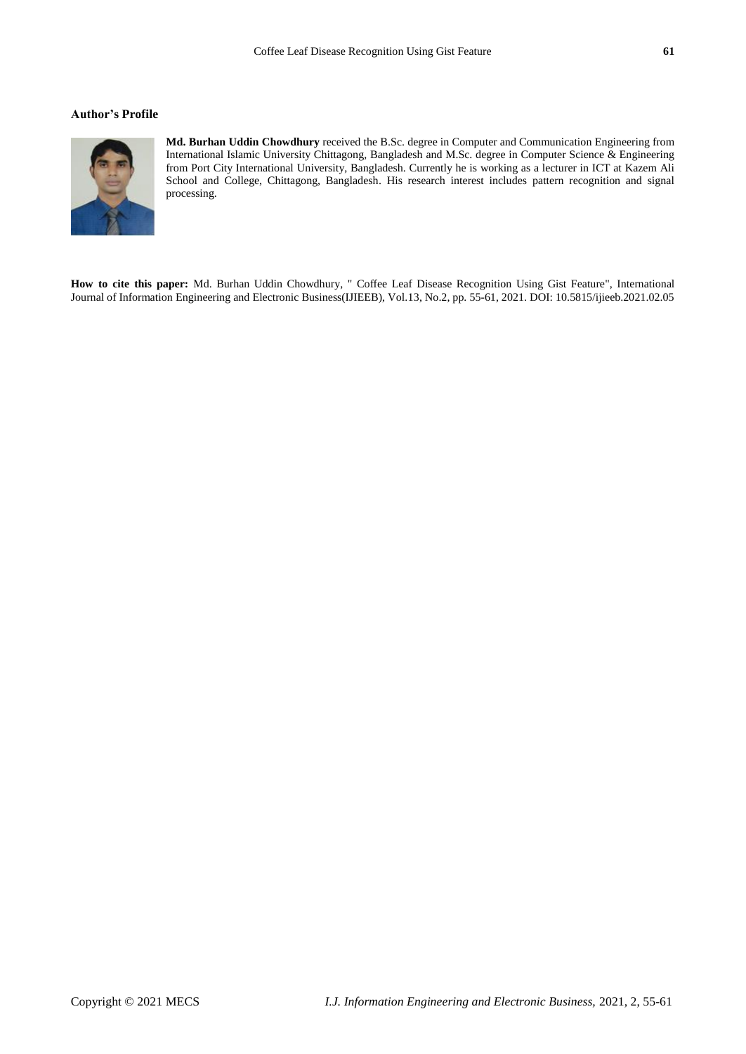### Author's Profile

**Md. Burhan Uddin Chowdhury** received the B.Sc. degree in Computer and Communication Engineering from International Islamic University Chittagong, Bangladesh and M.Sc. degree in Computer Science & Engineering from Port City International University, Bangladesh. Currently he is working as a lecturer in ICT at Kazem Ali School and College, Chittagong, Bangladesh. His research interest includes pattern recognition and signal processing.

**How to cite this paper:** Md. Burhan Uddin Chowdhury, " Coffee Leaf Disease Recognition Using Gist Feature", International Journal of Information Engineering and Electronic Business(IJIEEB), Vol.13, No.2, pp. 55-61, 2021. DOI: 10.5815/ijieeb.2021.02.05